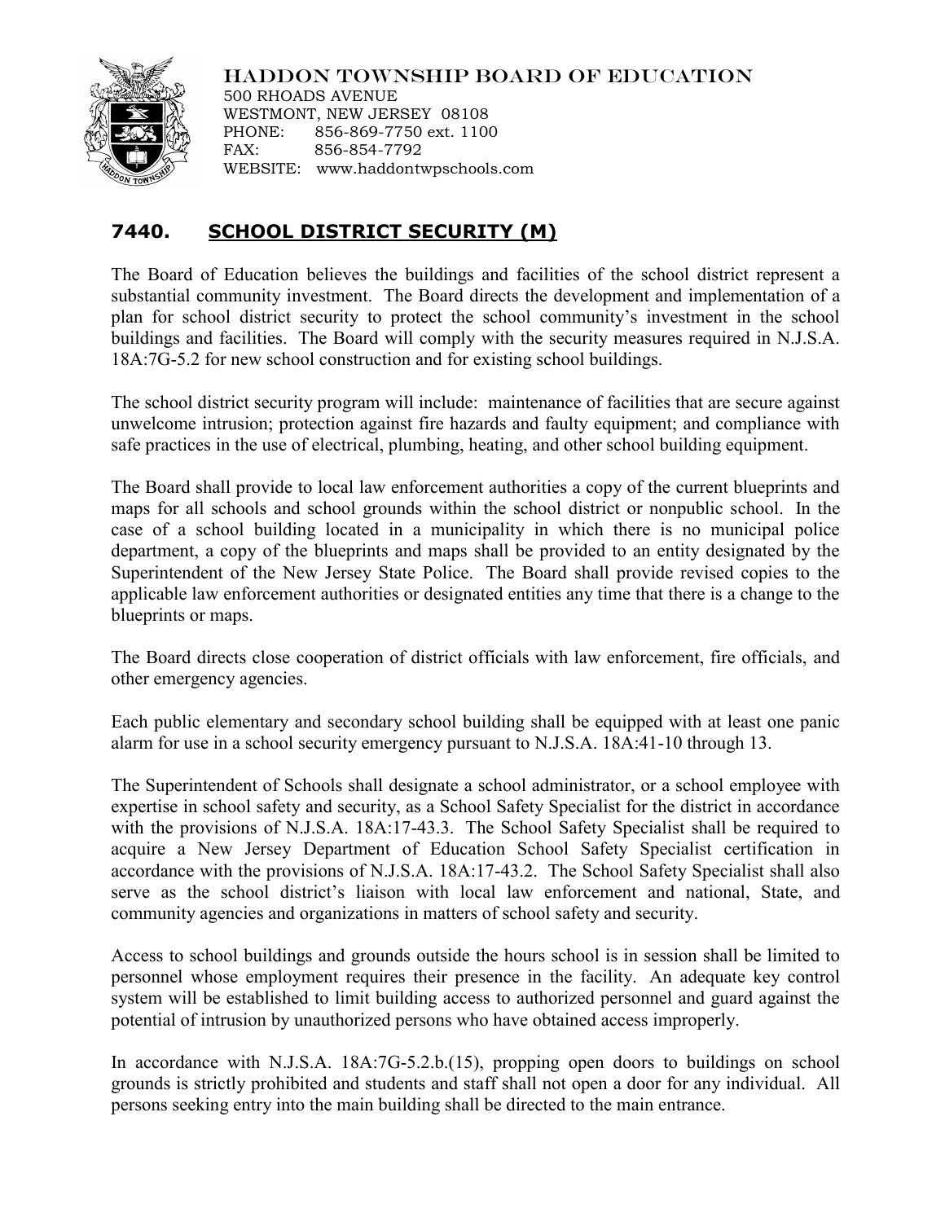HADDON TOWNSHIP BOARD OF EDUCATION
500 RHOADS AVENUE
WESTMONT, NEW JERSEY 08108
PHONE: 856-869-7750 ext. 1100
FAX: 856-854-7792
WEBSITE: www.haddontwpschools.com

# 7440. SCHOOL DISTRICT SECURITY (M)

The Board of Education believes the buildings and facilities of the school district represent a substantial community investment. The Board directs the development and implementation of a plan for school district security to protect the school community's investment in the school buildings and facilities. The Board will comply with the security measures required in N.J.S.A. 18A:7G-5.2 for new school construction and for existing school buildings.

The school district security program will include: maintenance of facilities that are secure against unwelcome intrusion; protection against fire hazards and faulty equipment; and compliance with safe practices in the use of electrical, plumbing, heating, and other school building equipment.

The Board shall provide to local law enforcement authorities a copy of the current blueprints and maps for all schools and school grounds within the school district or nonpublic school. In the case of a school building located in a municipality in which there is no municipal police department, a copy of the blueprints and maps shall be provided to an entity designated by the Superintendent of the New Jersey State Police. The Board shall provide revised copies to the applicable law enforcement authorities or designated entities any time that there is a change to the blueprints or maps.

The Board directs close cooperation of district officials with law enforcement, fire officials, and other emergency agencies.

Each public elementary and secondary school building shall be equipped with at least one panic alarm for use in a school security emergency pursuant to N.J.S.A. 18A:41-10 through 13.

The Superintendent of Schools shall designate a school administrator, or a school employee with expertise in school safety and security, as a School Safety Specialist for the district in accordance with the provisions of N.J.S.A. 18A:17-43.3. The School Safety Specialist shall be required to acquire a New Jersey Department of Education School Safety Specialist certification in accordance with the provisions of N.J.S.A. 18A:17-43.2. The School Safety Specialist shall also serve as the school district's liaison with local law enforcement and national, State, and community agencies and organizations in matters of school safety and security.

Access to school buildings and grounds outside the hours school is in session shall be limited to personnel whose employment requires their presence in the facility. An adequate key control system will be established to limit building access to authorized personnel and guard against the potential of intrusion by unauthorized persons who have obtained access improperly.

In accordance with N.J.S.A. 18A:7G-5.2.b.(15), propping open doors to buildings on school grounds is strictly prohibited and students and staff shall not open a door for any individual. All persons seeking entry into the main building shall be directed to the main entrance.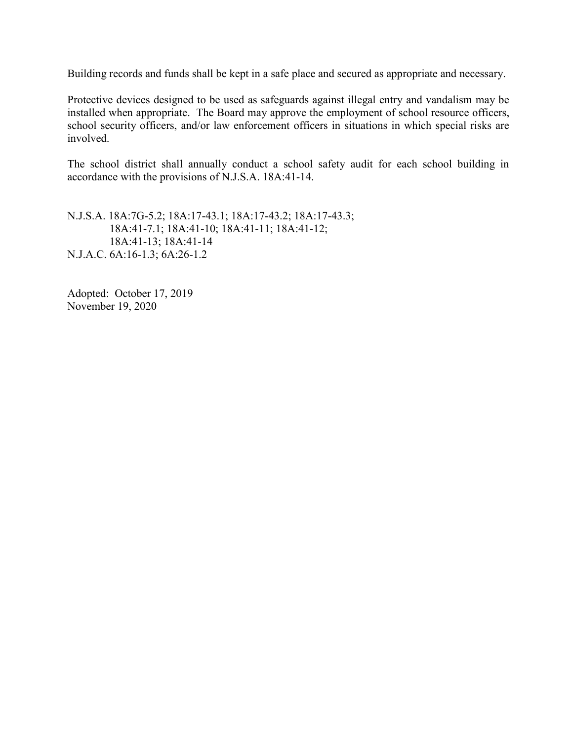Building records and funds shall be kept in a safe place and secured as appropriate and necessary.

Protective devices designed to be used as safeguards against illegal entry and vandalism may be installed when appropriate. The Board may approve the employment of school resource officers, school security officers, and/or law enforcement officers in situations in which special risks are involved.

The school district shall annually conduct a school safety audit for each school building in accordance with the provisions of N.J.S.A. 18A:41-14.

N.J.S.A. 18A:7G-5.2; 18A:17-43.1; 18A:17-43.2; 18A:17-43.3;
18A:41-7.1; 18A:41-10; 18A:41-11; 18A:41-12;
18A:41-13; 18A:41-14
N.J.A.C. 6A:16-1.3; 6A:26-1.2

Adopted: October 17, 2019
November 19, 2020